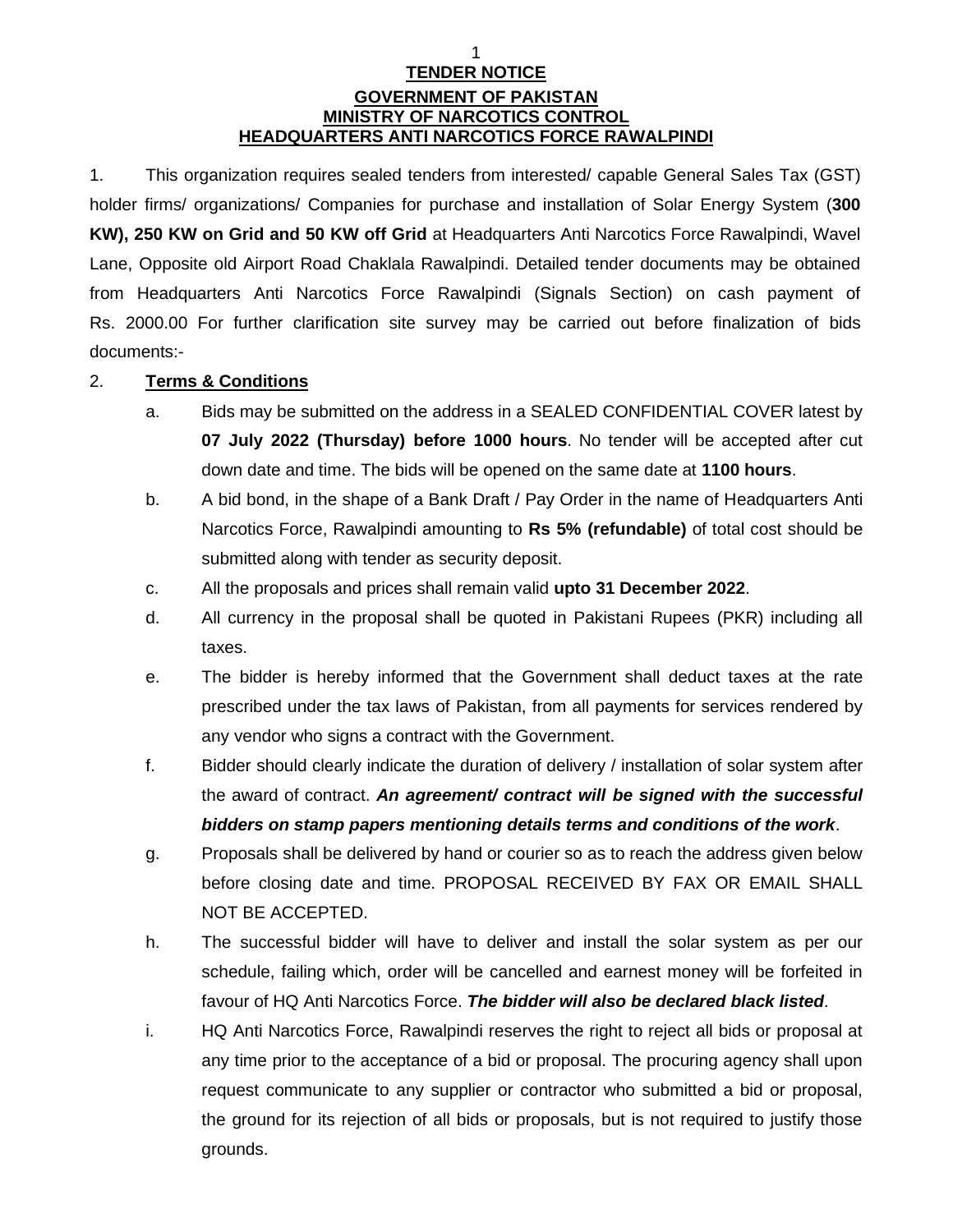# TENDER NOTICE

## GOVERNMENT OF PAKISTAN
## MINISTRY OF NARCOTICS CONTROL
## HEADQUARTERS ANTI NARCOTICS FORCE RAWALPINDI

1. This organization requires sealed tenders from interested/ capable General Sales Tax (GST) holder firms/ organizations/ Companies for purchase and installation of Solar Energy System (**300 KW), 250 KW on Grid and 50 KW off Grid** at Headquarters Anti Narcotics Force Rawalpindi, Wavel Lane, Opposite old Airport Road Chaklala Rawalpindi. Detailed tender documents may be obtained from Headquarters Anti Narcotics Force Rawalpindi (Signals Section) on cash payment of Rs. 2000.00 For further clarification site survey may be carried out before finalization of bids documents:-

2. **Terms & Conditions**

   a. Bids may be submitted on the address in a SEALED CONFIDENTIAL COVER latest by **07 July 2022 (Thursday) before 1000 hours**. No tender will be accepted after cut down date and time. The bids will be opened on the same date at **1100 hours**.

   b. A bid bond, in the shape of a Bank Draft / Pay Order in the name of Headquarters Anti Narcotics Force, Rawalpindi amounting to **Rs 5% (refundable)** of total cost should be submitted along with tender as security deposit.

   c. All the proposals and prices shall remain valid **upto 31 December 2022**.

   d. All currency in the proposal shall be quoted in Pakistani Rupees (PKR) including all taxes.

   e. The bidder is hereby informed that the Government shall deduct taxes at the rate prescribed under the tax laws of Pakistan, from all payments for services rendered by any vendor who signs a contract with the Government.

   f. Bidder should clearly indicate the duration of delivery / installation of solar system after the award of contract. ***An agreement/ contract will be signed with the successful bidders on stamp papers mentioning details terms and conditions of the work***.

   g. Proposals shall be delivered by hand or courier so as to reach the address given below before closing date and time. PROPOSAL RECEIVED BY FAX OR EMAIL SHALL NOT BE ACCEPTED.

   h. The successful bidder will have to deliver and install the solar system as per our schedule, failing which, order will be cancelled and earnest money will be forfeited in favour of HQ Anti Narcotics Force. ***The bidder will also be declared black listed***.

   i. HQ Anti Narcotics Force, Rawalpindi reserves the right to reject all bids or proposal at any time prior to the acceptance of a bid or proposal. The procuring agency shall upon request communicate to any supplier or contractor who submitted a bid or proposal, the ground for its rejection of all bids or proposals, but is not required to justify those grounds.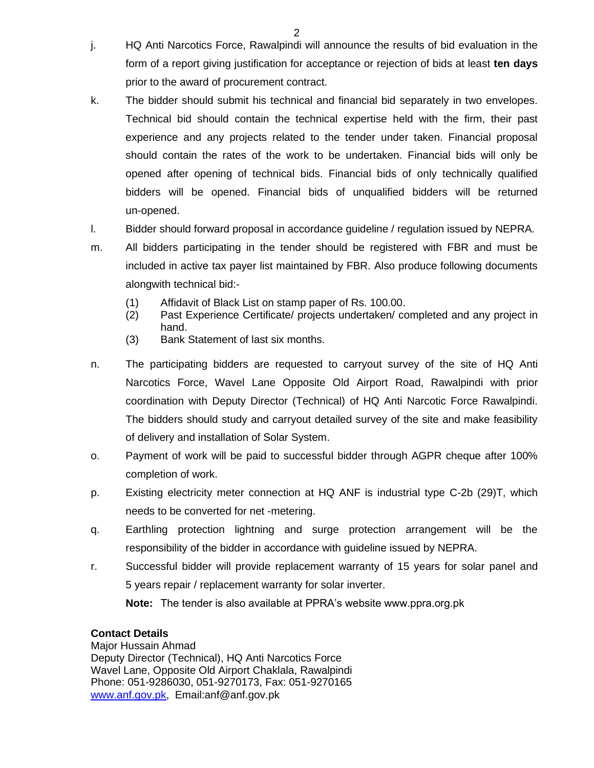j. HQ Anti Narcotics Force, Rawalpindi will announce the results of bid evaluation in the form of a report giving justification for acceptance or rejection of bids at least **ten days** prior to the award of procurement contract.

k. The bidder should submit his technical and financial bid separately in two envelopes. Technical bid should contain the technical expertise held with the firm, their past experience and any projects related to the tender under taken. Financial proposal should contain the rates of the work to be undertaken. Financial bids will only be opened after opening of technical bids. Financial bids of only technically qualified bidders will be opened. Financial bids of unqualified bidders will be returned un-opened.

l. Bidder should forward proposal in accordance guideline / regulation issued by NEPRA.

m. All bidders participating in the tender should be registered with FBR and must be included in active tax payer list maintained by FBR. Also produce following documents alongwith technical bid:-

   (1) Affidavit of Black List on stamp paper of Rs. 100.00.
   (2) Past Experience Certificate/ projects undertaken/ completed and any project in hand.
   (3) Bank Statement of last six months.

n. The participating bidders are requested to carryout survey of the site of HQ Anti Narcotics Force, Wavel Lane Opposite Old Airport Road, Rawalpindi with prior coordination with Deputy Director (Technical) of HQ Anti Narcotic Force Rawalpindi. The bidders should study and carryout detailed survey of the site and make feasibility of delivery and installation of Solar System.

o. Payment of work will be paid to successful bidder through AGPR cheque after 100% completion of work.

p. Existing electricity meter connection at HQ ANF is industrial type C-2b (29)T, which needs to be converted for net -metering.

q. Earthling protection lightning and surge protection arrangement will be the responsibility of the bidder in accordance with guideline issued by NEPRA.

r. Successful bidder will provide replacement warranty of 15 years for solar panel and 5 years repair / replacement warranty for solar inverter.

**Note:** The tender is also available at PPRA's website www.ppra.org.pk

**Contact Details**
Major Hussain Ahmad
Deputy Director (Technical), HQ Anti Narcotics Force
Wavel Lane, Opposite Old Airport Chaklala, Rawalpindi
Phone: 051-9286030, 051-9270173, Fax: 051-9270165
www.anf.gov.pk, Email:anf@anf.gov.pk